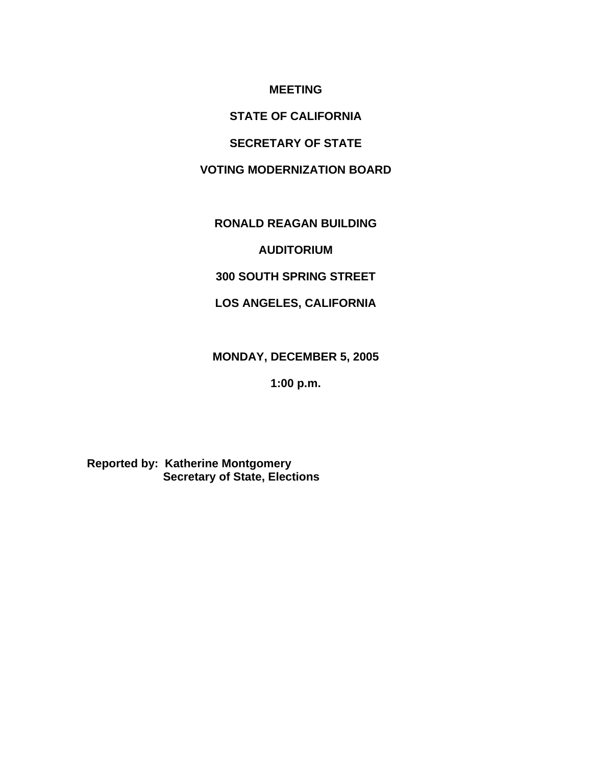**MEETING**

**STATE OF CALIFORNIA**

**SECRETARY OF STATE**

**VOTING MODERNIZATION BOARD**

**RONALD REAGAN BUILDING**

**AUDITORIUM**

**300 SOUTH SPRING STREET**

**LOS ANGELES, CALIFORNIA**

**MONDAY, DECEMBER 5, 2005**

**1:00 p.m.**

**Reported by: Katherine Montgomery**
**Secretary of State, Elections**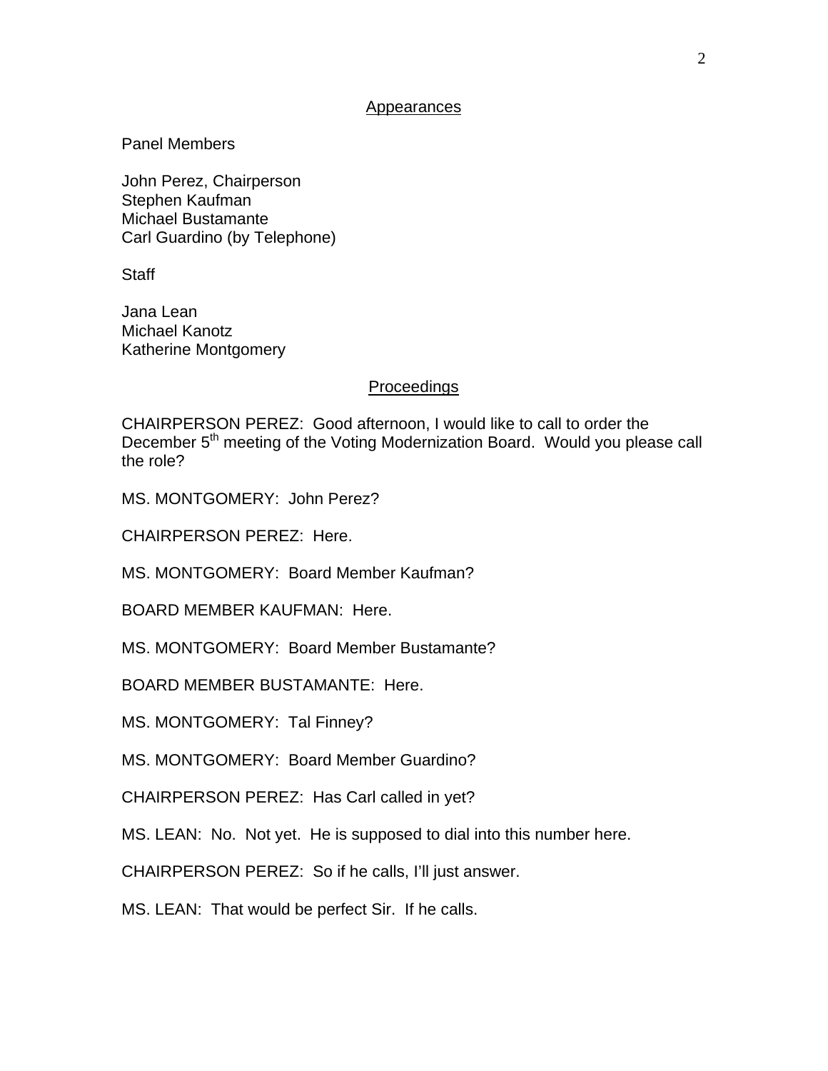## Appearances

Panel Members

John Perez, Chairperson
Stephen Kaufman
Michael Bustamante
Carl Guardino (by Telephone)

Staff

Jana Lean
Michael Kanotz
Katherine Montgomery

## Proceedings

CHAIRPERSON PEREZ: Good afternoon, I would like to call to order the December 5th meeting of the Voting Modernization Board. Would you please call the role?

MS. MONTGOMERY: John Perez?

CHAIRPERSON PEREZ: Here.

MS. MONTGOMERY: Board Member Kaufman?

BOARD MEMBER KAUFMAN: Here.

MS. MONTGOMERY: Board Member Bustamante?

BOARD MEMBER BUSTAMANTE: Here.

MS. MONTGOMERY: Tal Finney?

MS. MONTGOMERY: Board Member Guardino?

CHAIRPERSON PEREZ: Has Carl called in yet?

MS. LEAN: No. Not yet. He is supposed to dial into this number here.

CHAIRPERSON PEREZ: So if he calls, I'll just answer.

MS. LEAN: That would be perfect Sir. If he calls.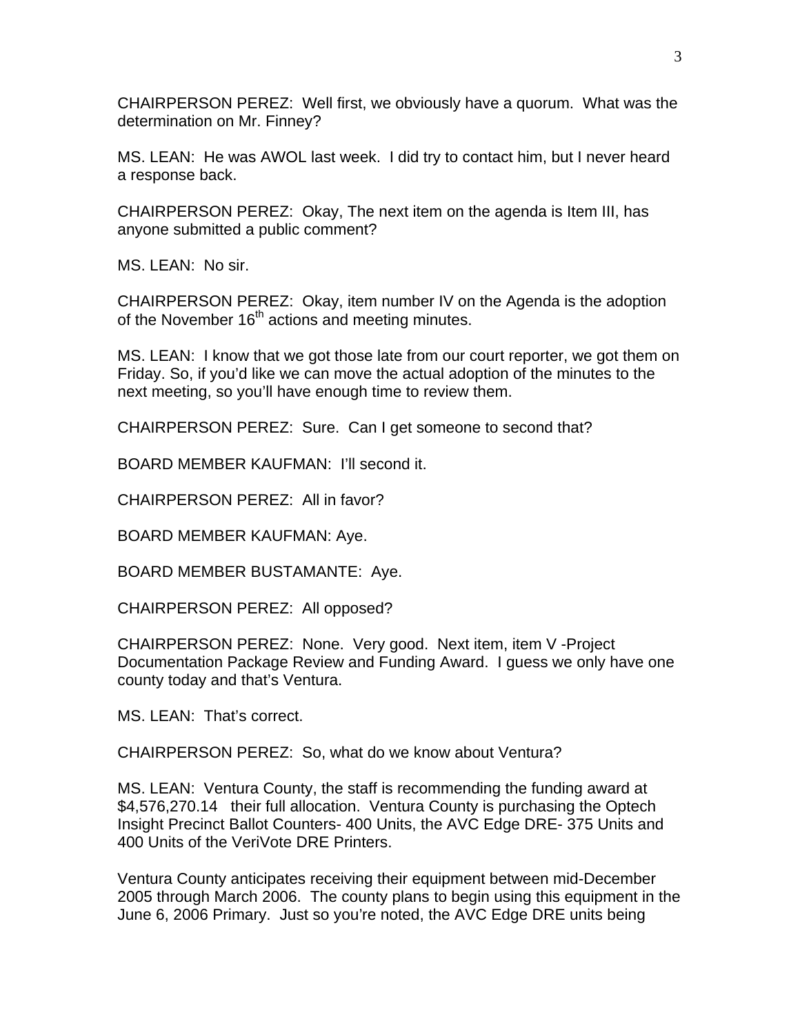CHAIRPERSON PEREZ: Well first, we obviously have a quorum. What was the determination on Mr. Finney?

MS. LEAN: He was AWOL last week. I did try to contact him, but I never heard a response back.

CHAIRPERSON PEREZ: Okay, The next item on the agenda is Item III, has anyone submitted a public comment?

MS. LEAN: No sir.

CHAIRPERSON PEREZ: Okay, item number IV on the Agenda is the adoption of the November 16th actions and meeting minutes.

MS. LEAN: I know that we got those late from our court reporter, we got them on Friday. So, if you'd like we can move the actual adoption of the minutes to the next meeting, so you'll have enough time to review them.

CHAIRPERSON PEREZ: Sure. Can I get someone to second that?

BOARD MEMBER KAUFMAN: I'll second it.

CHAIRPERSON PEREZ: All in favor?

BOARD MEMBER KAUFMAN: Aye.

BOARD MEMBER BUSTAMANTE: Aye.

CHAIRPERSON PEREZ: All opposed?

CHAIRPERSON PEREZ: None. Very good. Next item, item V -Project Documentation Package Review and Funding Award. I guess we only have one county today and that's Ventura.

MS. LEAN: That's correct.

CHAIRPERSON PEREZ: So, what do we know about Ventura?

MS. LEAN: Ventura County, the staff is recommending the funding award at $4,576,270.14 their full allocation. Ventura County is purchasing the Optech Insight Precinct Ballot Counters- 400 Units, the AVC Edge DRE- 375 Units and 400 Units of the VeriVote DRE Printers.

Ventura County anticipates receiving their equipment between mid-December 2005 through March 2006. The county plans to begin using this equipment in the June 6, 2006 Primary. Just so you're noted, the AVC Edge DRE units being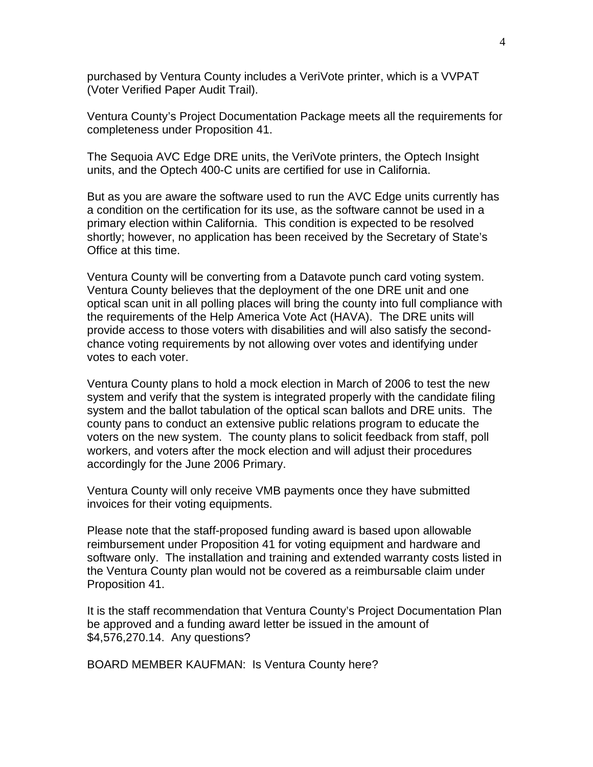purchased by Ventura County includes a VeriVote printer, which is a VVPAT (Voter Verified Paper Audit Trail).

Ventura County's Project Documentation Package meets all the requirements for completeness under Proposition 41.

The Sequoia AVC Edge DRE units, the VeriVote printers, the Optech Insight units, and the Optech 400-C units are certified for use in California.

But as you are aware the software used to run the AVC Edge units currently has a condition on the certification for its use, as the software cannot be used in a primary election within California. This condition is expected to be resolved shortly; however, no application has been received by the Secretary of State's Office at this time.

Ventura County will be converting from a Datavote punch card voting system. Ventura County believes that the deployment of the one DRE unit and one optical scan unit in all polling places will bring the county into full compliance with the requirements of the Help America Vote Act (HAVA). The DRE units will provide access to those voters with disabilities and will also satisfy the second-chance voting requirements by not allowing over votes and identifying under votes to each voter.

Ventura County plans to hold a mock election in March of 2006 to test the new system and verify that the system is integrated properly with the candidate filing system and the ballot tabulation of the optical scan ballots and DRE units. The county pans to conduct an extensive public relations program to educate the voters on the new system. The county plans to solicit feedback from staff, poll workers, and voters after the mock election and will adjust their procedures accordingly for the June 2006 Primary.

Ventura County will only receive VMB payments once they have submitted invoices for their voting equipments.

Please note that the staff-proposed funding award is based upon allowable reimbursement under Proposition 41 for voting equipment and hardware and software only. The installation and training and extended warranty costs listed in the Ventura County plan would not be covered as a reimbursable claim under Proposition 41.

It is the staff recommendation that Ventura County's Project Documentation Plan be approved and a funding award letter be issued in the amount of $4,576,270.14. Any questions?

BOARD MEMBER KAUFMAN: Is Ventura County here?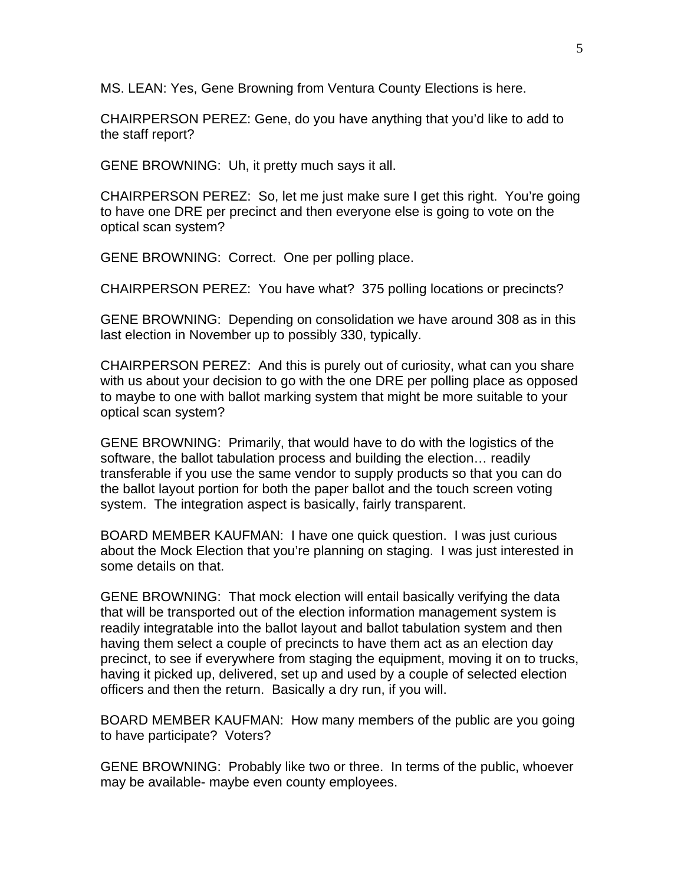MS. LEAN: Yes, Gene Browning from Ventura County Elections is here.

CHAIRPERSON PEREZ: Gene, do you have anything that you'd like to add to the staff report?

GENE BROWNING:  Uh, it pretty much says it all.

CHAIRPERSON PEREZ:  So, let me just make sure I get this right.  You're going to have one DRE per precinct and then everyone else is going to vote on the optical scan system?

GENE BROWNING:  Correct.  One per polling place.

CHAIRPERSON PEREZ:  You have what?  375 polling locations or precincts?

GENE BROWNING:  Depending on consolidation we have around 308 as in this last election in November up to possibly 330, typically.

CHAIRPERSON PEREZ:  And this is purely out of curiosity, what can you share with us about your decision to go with the one DRE per polling place as opposed to maybe to one with ballot marking system that might be more suitable to your optical scan system?

GENE BROWNING:  Primarily, that would have to do with the logistics of the software, the ballot tabulation process and building the election… readily transferable if you use the same vendor to supply products so that you can do the ballot layout portion for both the paper ballot and the touch screen voting system.  The integration aspect is basically, fairly transparent.

BOARD MEMBER KAUFMAN:  I have one quick question.  I was just curious about the Mock Election that you're planning on staging.  I was just interested in some details on that.

GENE BROWNING:  That mock election will entail basically verifying the data that will be transported out of the election information management system is readily integratable into the ballot layout and ballot tabulation system and then having them select a couple of precincts to have them act as an election day precinct, to see if everywhere from staging the equipment, moving it on to trucks, having it picked up, delivered, set up and used by a couple of selected election officers and then the return.  Basically a dry run, if you will.

BOARD MEMBER KAUFMAN:  How many members of the public are you going to have participate?  Voters?

GENE BROWNING:  Probably like two or three.  In terms of the public, whoever may be available- maybe even county employees.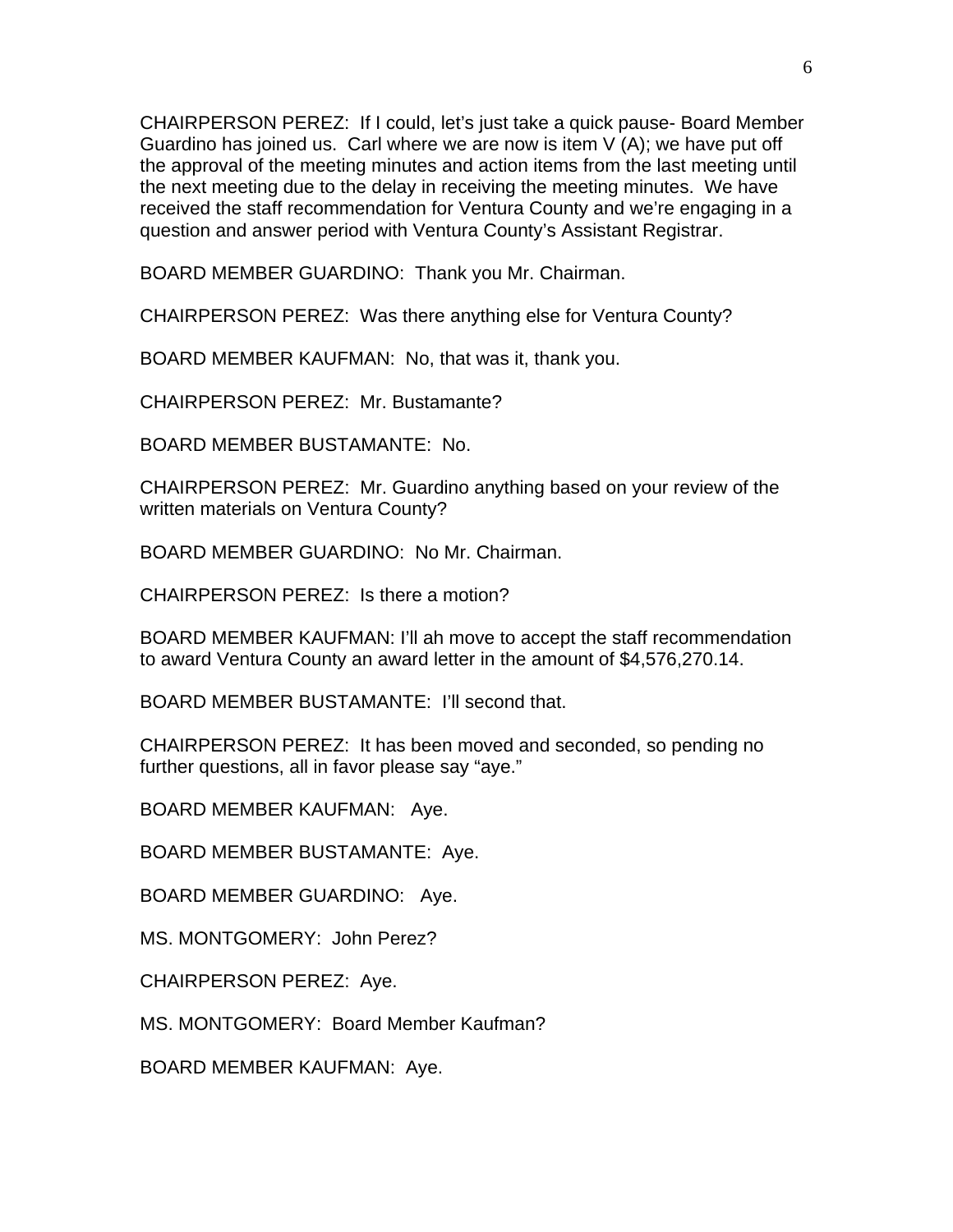CHAIRPERSON PEREZ: If I could, let's just take a quick pause- Board Member Guardino has joined us. Carl where we are now is item V (A); we have put off the approval of the meeting minutes and action items from the last meeting until the next meeting due to the delay in receiving the meeting minutes. We have received the staff recommendation for Ventura County and we're engaging in a question and answer period with Ventura County's Assistant Registrar.

BOARD MEMBER GUARDINO: Thank you Mr. Chairman.

CHAIRPERSON PEREZ: Was there anything else for Ventura County?

BOARD MEMBER KAUFMAN: No, that was it, thank you.

CHAIRPERSON PEREZ: Mr. Bustamante?

BOARD MEMBER BUSTAMANTE: No.

CHAIRPERSON PEREZ: Mr. Guardino anything based on your review of the written materials on Ventura County?

BOARD MEMBER GUARDINO: No Mr. Chairman.

CHAIRPERSON PEREZ: Is there a motion?

BOARD MEMBER KAUFMAN: I'll ah move to accept the staff recommendation to award Ventura County an award letter in the amount of $4,576,270.14.

BOARD MEMBER BUSTAMANTE: I'll second that.

CHAIRPERSON PEREZ: It has been moved and seconded, so pending no further questions, all in favor please say "aye."

BOARD MEMBER KAUFMAN: Aye.

BOARD MEMBER BUSTAMANTE: Aye.

BOARD MEMBER GUARDINO: Aye.

MS. MONTGOMERY: John Perez?

CHAIRPERSON PEREZ: Aye.

MS. MONTGOMERY: Board Member Kaufman?

BOARD MEMBER KAUFMAN: Aye.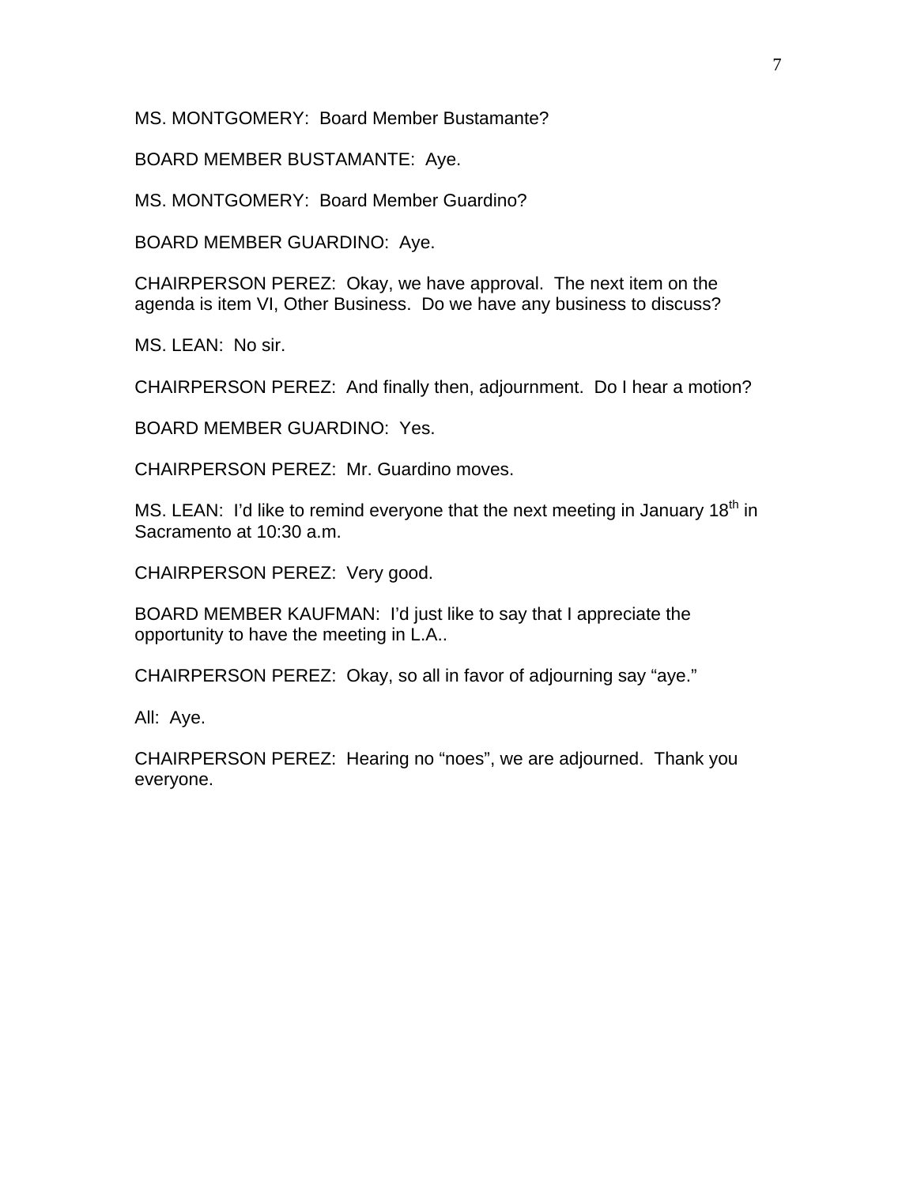MS. MONTGOMERY: Board Member Bustamante?

BOARD MEMBER BUSTAMANTE: Aye.

MS. MONTGOMERY: Board Member Guardino?

BOARD MEMBER GUARDINO: Aye.

CHAIRPERSON PEREZ: Okay, we have approval. The next item on the agenda is item VI, Other Business. Do we have any business to discuss?

MS. LEAN: No sir.

CHAIRPERSON PEREZ: And finally then, adjournment. Do I hear a motion?

BOARD MEMBER GUARDINO: Yes.

CHAIRPERSON PEREZ: Mr. Guardino moves.

MS. LEAN: I'd like to remind everyone that the next meeting in January 18th in Sacramento at 10:30 a.m.

CHAIRPERSON PEREZ: Very good.

BOARD MEMBER KAUFMAN: I'd just like to say that I appreciate the opportunity to have the meeting in L.A..

CHAIRPERSON PEREZ: Okay, so all in favor of adjourning say "aye."

All: Aye.

CHAIRPERSON PEREZ: Hearing no "noes", we are adjourned. Thank you everyone.